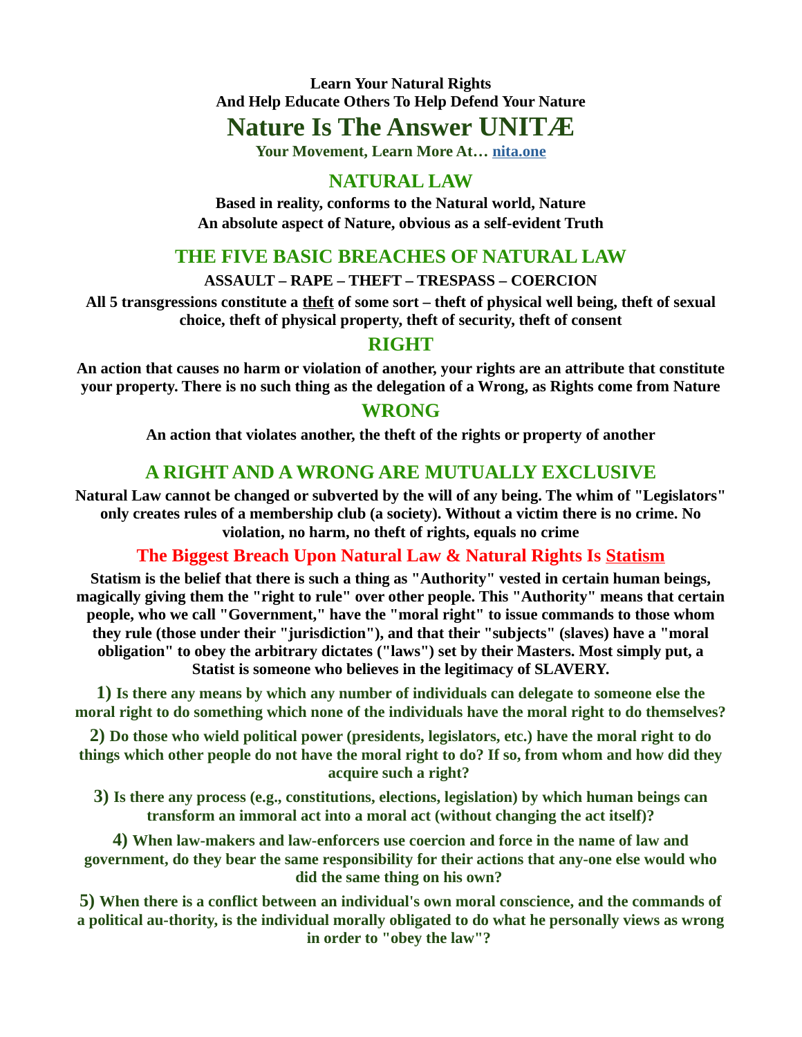**Learn Your Natural Rights**
**And Help Educate Others To Help Defend Your Nature**

# Nature Is The Answer UNITÆ

**Your Movement, Learn More At… [nita.one](nita.one)**

## NATURAL LAW

**Based in reality, conforms to the Natural world, Nature**
**An absolute aspect of Nature, obvious as a self-evident Truth**

## THE FIVE BASIC BREACHES OF NATURAL LAW

**ASSAULT – RAPE – THEFT – TRESPASS – COERCION**

**All 5 transgressions constitute a theft of some sort – theft of physical well being, theft of sexual choice, theft of physical property, theft of security, theft of consent**

## RIGHT

**An action that causes no harm or violation of another, your rights are an attribute that constitute your property. There is no such thing as the delegation of a Wrong, as Rights come from Nature**

## WRONG

**An action that violates another, the theft of the rights or property of another**

## A RIGHT AND A WRONG ARE MUTUALLY EXCLUSIVE

**Natural Law cannot be changed or subverted by the will of any being. The whim of "Legislators" only creates rules of a membership club (a society). Without a victim there is no crime. No violation, no harm, no theft of rights, equals no crime**

### The Biggest Breach Upon Natural Law & Natural Rights Is Statism

**Statism is the belief that there is such a thing as "Authority" vested in certain human beings, magically giving them the "right to rule" over other people. This "Authority" means that certain people, who we call "Government," have the "moral right" to issue commands to those whom they rule (those under their "jurisdiction"), and that their "subjects" (slaves) have a "moral obligation" to obey the arbitrary dictates ("laws") set by their Masters. Most simply put, a Statist is someone who believes in the legitimacy of SLAVERY.**

**1) Is there any means by which any number of individuals can delegate to someone else the moral right to do something which none of the individuals have the moral right to do themselves?**

**2) Do those who wield political power (presidents, legislators, etc.) have the moral right to do things which other people do not have the moral right to do? If so, from whom and how did they acquire such a right?**

**3) Is there any process (e.g., constitutions, elections, legislation) by which human beings can transform an immoral act into a moral act (without changing the act itself)?**

**4) When law-makers and law-enforcers use coercion and force in the name of law and government, do they bear the same responsibility for their actions that any-one else would who did the same thing on his own?**

**5) When there is a conflict between an individual's own moral conscience, and the commands of a political au-thority, is the individual morally obligated to do what he personally views as wrong in order to "obey the law"?**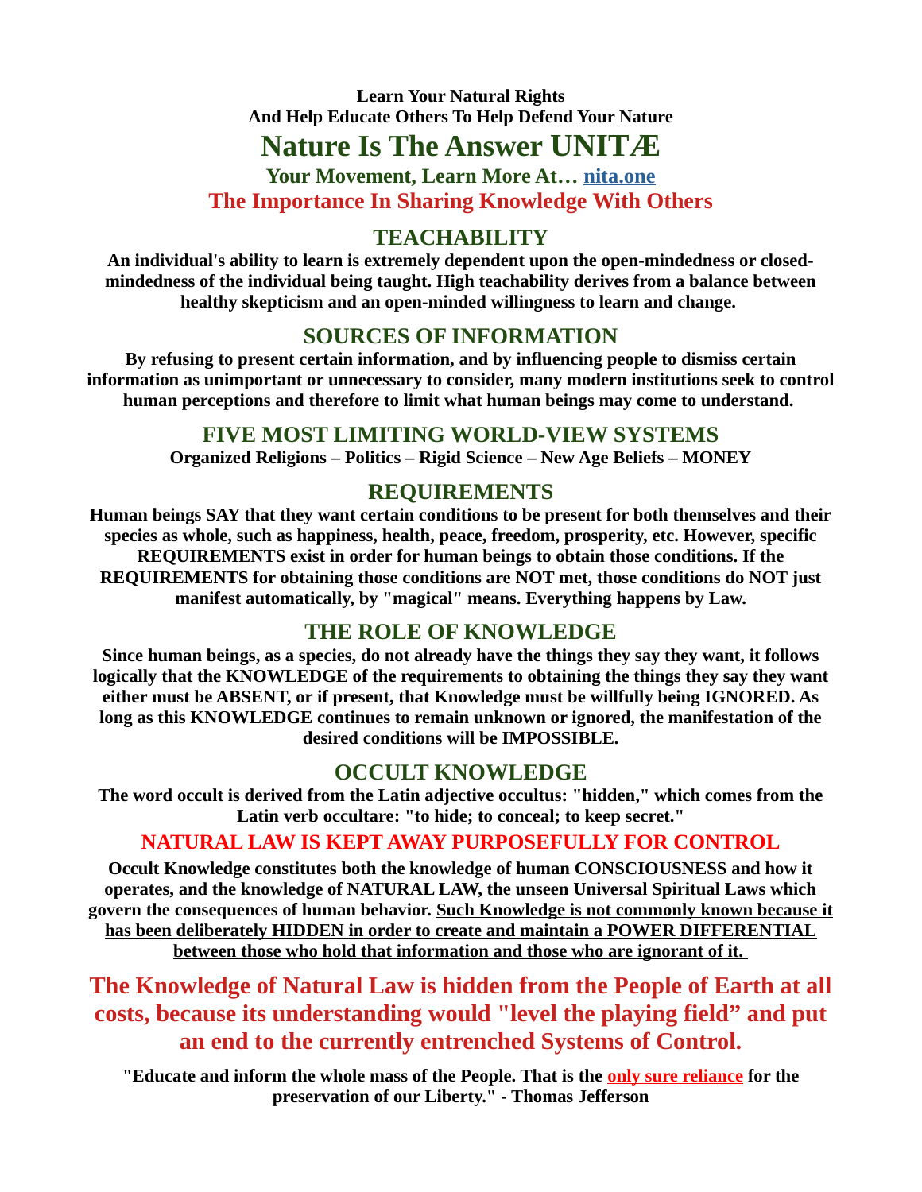**Learn Your Natural Rights**
**And Help Educate Others To Help Defend Your Nature**

# Nature Is The Answer UNITÆ

### Your Movement, Learn More At… [nita.one](nita.one)

## The Importance In Sharing Knowledge With Others

## TEACHABILITY

**An individual's ability to learn is extremely dependent upon the open-mindedness or closed-mindedness of the individual being taught. High teachability derives from a balance between healthy skepticism and an open-minded willingness to learn and change.**

## SOURCES OF INFORMATION

**By refusing to present certain information, and by influencing people to dismiss certain information as unimportant or unnecessary to consider, many modern institutions seek to control human perceptions and therefore to limit what human beings may come to understand.**

## FIVE MOST LIMITING WORLD-VIEW SYSTEMS

**Organized Religions – Politics – Rigid Science – New Age Beliefs – MONEY**

## REQUIREMENTS

**Human beings SAY that they want certain conditions to be present for both themselves and their species as whole, such as happiness, health, peace, freedom, prosperity, etc. However, specific REQUIREMENTS exist in order for human beings to obtain those conditions. If the REQUIREMENTS for obtaining those conditions are NOT met, those conditions do NOT just manifest automatically, by "magical" means. Everything happens by Law.**

## THE ROLE OF KNOWLEDGE

**Since human beings, as a species, do not already have the things they say they want, it follows logically that the KNOWLEDGE of the requirements to obtaining the things they say they want either must be ABSENT, or if present, that Knowledge must be willfully being IGNORED. As long as this KNOWLEDGE continues to remain unknown or ignored, the manifestation of the desired conditions will be IMPOSSIBLE.**

## OCCULT KNOWLEDGE

**The word occult is derived from the Latin adjective occultus: "hidden," which comes from the Latin verb occultare: "to hide; to conceal; to keep secret."**

### NATURAL LAW IS KEPT AWAY PURPOSEFULLY FOR CONTROL

**Occult Knowledge constitutes both the knowledge of human CONSCIOUSNESS and how it operates, and the knowledge of NATURAL LAW, the unseen Universal Spiritual Laws which govern the consequences of human behavior. Such Knowledge is not commonly known because it has been deliberately HIDDEN in order to create and maintain a POWER DIFFERENTIAL between those who hold that information and those who are ignorant of it.**

## The Knowledge of Natural Law is hidden from the People of Earth at all costs, because its understanding would "level the playing field" and put an end to the currently entrenched Systems of Control.

**"Educate and inform the whole mass of the People. That is the only sure reliance for the preservation of our Liberty." - Thomas Jefferson**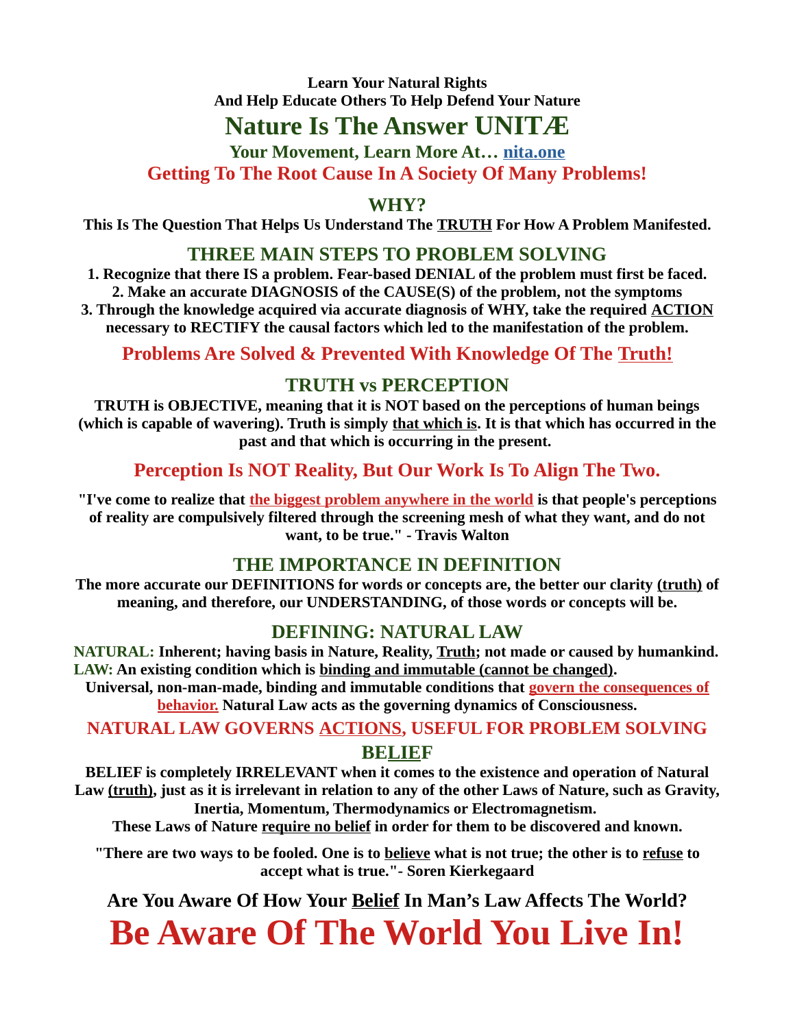**Learn Your Natural Rights**
**And Help Educate Others To Help Defend Your Nature**

# Nature Is The Answer UNITÆ

## Your Movement, Learn More At… nita.one

## Getting To The Root Cause In A Society Of Many Problems!

## WHY?

**This Is The Question That Helps Us Understand The TRUTH For How A Problem Manifested.**

## THREE MAIN STEPS TO PROBLEM SOLVING

**1. Recognize that there IS a problem. Fear-based DENIAL of the problem must first be faced.**
**2. Make an accurate DIAGNOSIS of the CAUSE(S) of the problem, not the symptoms**
**3. Through the knowledge acquired via accurate diagnosis of WHY, take the required ACTION necessary to RECTIFY the causal factors which led to the manifestation of the problem.**

## Problems Are Solved & Prevented With Knowledge Of The Truth!

## TRUTH vs PERCEPTION

**TRUTH is OBJECTIVE, meaning that it is NOT based on the perceptions of human beings (which is capable of wavering). Truth is simply that which is. It is that which has occurred in the past and that which is occurring in the present.**

## Perception Is NOT Reality, But Our Work Is To Align The Two.

**"I've come to realize that the biggest problem anywhere in the world is that people's perceptions of reality are compulsively filtered through the screening mesh of what they want, and do not want, to be true." - Travis Walton**

## THE IMPORTANCE IN DEFINITION

**The more accurate our DEFINITIONS for words or concepts are, the better our clarity (truth) of meaning, and therefore, our UNDERSTANDING, of those words or concepts will be.**

## DEFINING: NATURAL LAW

**NATURAL: Inherent; having basis in Nature, Reality, Truth; not made or caused by humankind.**
**LAW: An existing condition which is binding and immutable (cannot be changed).**
**Universal, non-man-made, binding and immutable conditions that govern the consequences of behavior. Natural Law acts as the governing dynamics of Consciousness.**

## NATURAL LAW GOVERNS ACTIONS, USEFUL FOR PROBLEM SOLVING

## BELIEF

**BELIEF is completely IRRELEVANT when it comes to the existence and operation of Natural Law (truth), just as it is irrelevant in relation to any of the other Laws of Nature, such as Gravity, Inertia, Momentum, Thermodynamics or Electromagnetism.**
**These Laws of Nature require no belief in order for them to be discovered and known.**

**"There are two ways to be fooled. One is to believe what is not true; the other is to refuse to accept what is true."- Soren Kierkegaard**

## Are You Aware Of How Your Belief In Man's Law Affects The World?

# Be Aware Of The World You Live In!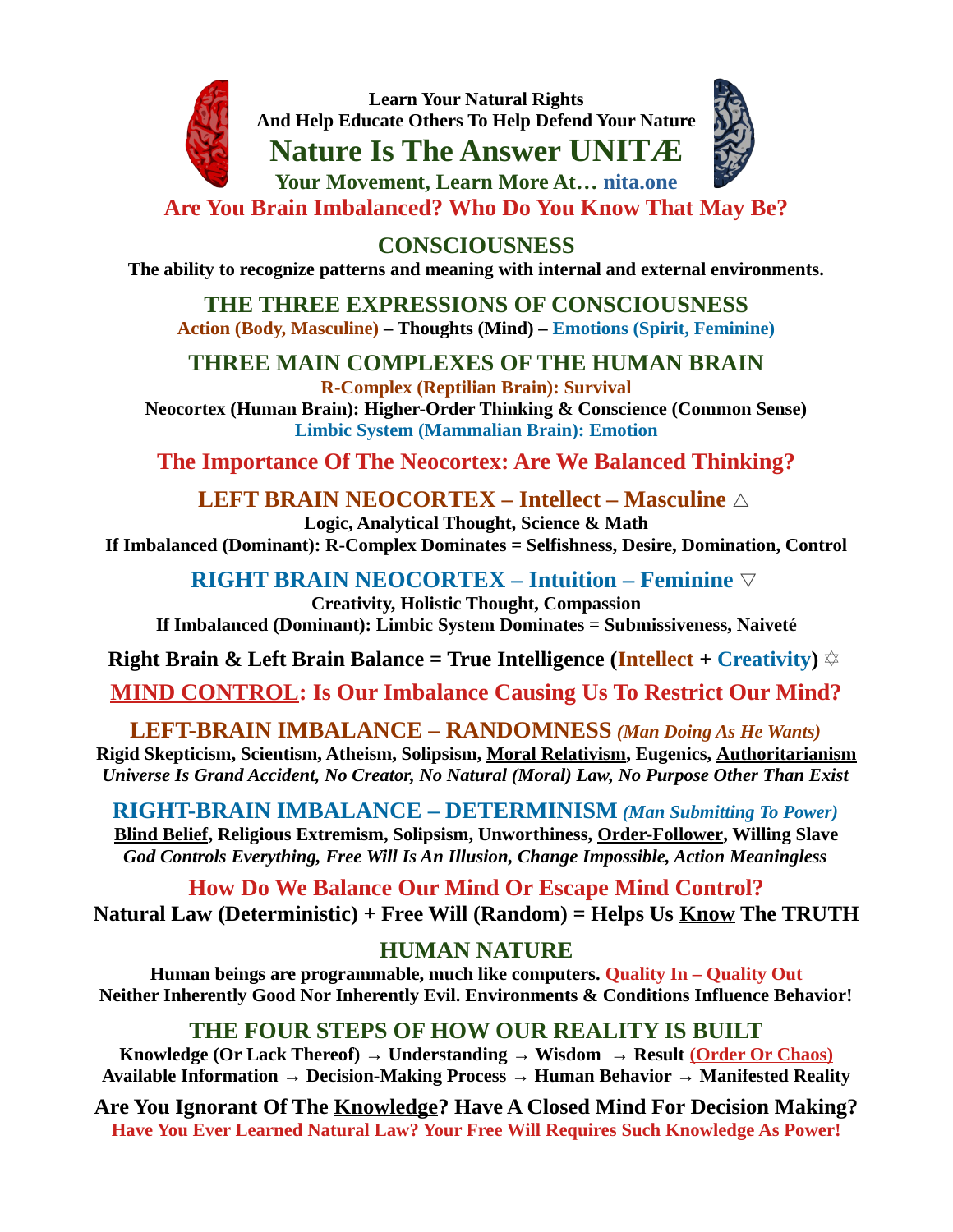**Learn Your Natural Rights**
**And Help Educate Others To Help Defend Your Nature**

# Nature Is The Answer UNITÆ

**Your Movement, Learn More At… nita.one**

## Are You Brain Imbalanced? Who Do You Know That May Be?

## CONSCIOUSNESS

**The ability to recognize patterns and meaning with internal and external environments.**

## THE THREE EXPRESSIONS OF CONSCIOUSNESS

**Action (Body, Masculine) – Thoughts (Mind) – Emotions (Spirit, Feminine)**

## THREE MAIN COMPLEXES OF THE HUMAN BRAIN

**R-Complex (Reptilian Brain): Survival**
**Neocortex (Human Brain): Higher-Order Thinking & Conscience (Common Sense)**
**Limbic System (Mammalian Brain): Emotion**

## The Importance Of The Neocortex: Are We Balanced Thinking?

## LEFT BRAIN NEOCORTEX – Intellect – Masculine △

**Logic, Analytical Thought, Science & Math**
**If Imbalanced (Dominant): R-Complex Dominates = Selfishness, Desire, Domination, Control**

## RIGHT BRAIN NEOCORTEX – Intuition – Feminine ▽

**Creativity, Holistic Thought, Compassion**
**If Imbalanced (Dominant): Limbic System Dominates = Submissiveness, Naiveté**

**Right Brain & Left Brain Balance = True Intelligence (Intellect + Creativity) ✡**

## MIND CONTROL: Is Our Imbalance Causing Us To Restrict Our Mind?

## LEFT-BRAIN IMBALANCE – RANDOMNESS *(Man Doing As He Wants)*

**Rigid Skepticism, Scientism, Atheism, Solipsism, Moral Relativism, Eugenics, Authoritarianism**
***Universe Is Grand Accident, No Creator, No Natural (Moral) Law, No Purpose Other Than Exist***

## RIGHT-BRAIN IMBALANCE – DETERMINISM *(Man Submitting To Power)*

**Blind Belief, Religious Extremism, Solipsism, Unworthiness, Order-Follower, Willing Slave**
***God Controls Everything, Free Will Is An Illusion, Change Impossible, Action Meaningless***

## How Do We Balance Our Mind Or Escape Mind Control?

**Natural Law (Deterministic) + Free Will (Random) = Helps Us Know The TRUTH**

## HUMAN NATURE

**Human beings are programmable, much like computers. Quality In – Quality Out**
**Neither Inherently Good Nor Inherently Evil. Environments & Conditions Influence Behavior!**

## THE FOUR STEPS OF HOW OUR REALITY IS BUILT

**Knowledge (Or Lack Thereof) → Understanding → Wisdom → Result (Order Or Chaos)**
**Available Information → Decision-Making Process → Human Behavior → Manifested Reality**

**Are You Ignorant Of The Knowledge? Have A Closed Mind For Decision Making?**
**Have You Ever Learned Natural Law? Your Free Will Requires Such Knowledge As Power!**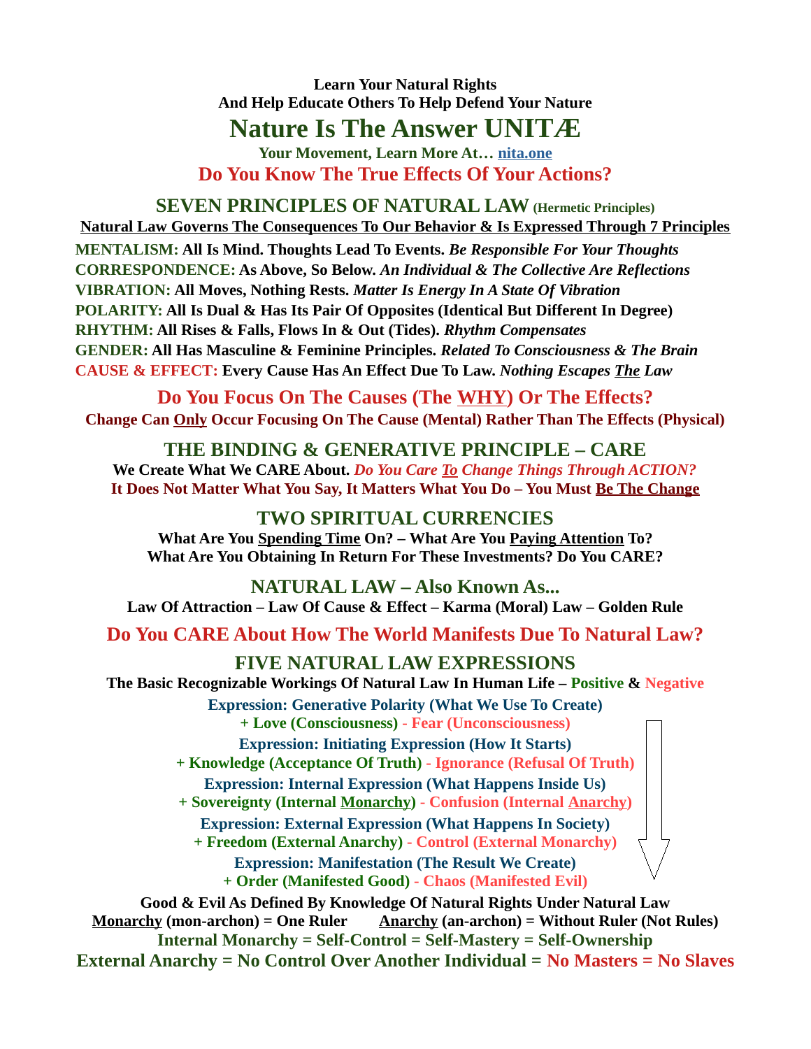**Learn Your Natural Rights**
**And Help Educate Others To Help Defend Your Nature**

# Nature Is The Answer UNITÆ

**Your Movement, Learn More At… nita.one**

**Do You Know The True Effects Of Your Actions?**

## SEVEN PRINCIPLES OF NATURAL LAW (Hermetic Principles)

**Natural Law Governs The Consequences To Our Behavior & Is Expressed Through 7 Principles**

**MENTALISM:** **All Is Mind. Thoughts Lead To Events.** ***Be Responsible For Your Thoughts***
**CORRESPONDENCE:** **As Above, So Below.** ***An Individual & The Collective Are Reflections***
**VIBRATION:** **All Moves, Nothing Rests.** ***Matter Is Energy In A State Of Vibration***
**POLARITY:** **All Is Dual & Has Its Pair Of Opposites (Identical But Different In Degree)**
**RHYTHM:** **All Rises & Falls, Flows In & Out (Tides).** ***Rhythm Compensates***
**GENDER:** **All Has Masculine & Feminine Principles.** ***Related To Consciousness & The Brain***
**CAUSE & EFFECT:** **Every Cause Has An Effect Due To Law.** ***Nothing Escapes The Law***

**Do You Focus On The Causes (The WHY) Or The Effects?**

**Change Can Only Occur Focusing On The Cause (Mental) Rather Than The Effects (Physical)**

## THE BINDING & GENERATIVE PRINCIPLE – CARE

**We Create What We CARE About.** ***Do You Care To Change Things Through ACTION?***
**It Does Not Matter What You Say, It Matters What You Do – You Must Be The Change**

## TWO SPIRITUAL CURRENCIES

**What Are You Spending Time On? – What Are You Paying Attention To?**
**What Are You Obtaining In Return For These Investments? Do You CARE?**

## NATURAL LAW – Also Known As...

**Law Of Attraction – Law Of Cause & Effect – Karma (Moral) Law – Golden Rule**

**Do You CARE About How The World Manifests Due To Natural Law?**

## FIVE NATURAL LAW EXPRESSIONS

**The Basic Recognizable Workings Of Natural Law In Human Life – Positive & Negative**

**Expression: Generative Polarity (What We Use To Create)**
**+ Love (Consciousness) - Fear (Unconsciousness)**

**Expression: Initiating Expression (How It Starts)**
**+ Knowledge (Acceptance Of Truth) - Ignorance (Refusal Of Truth)**

**Expression: Internal Expression (What Happens Inside Us)**
**+ Sovereignty (Internal Monarchy) - Confusion (Internal Anarchy)**

**Expression: External Expression (What Happens In Society)**
**+ Freedom (External Anarchy) - Control (External Monarchy)**

**Expression: Manifestation (The Result We Create)**
**+ Order (Manifested Good) - Chaos (Manifested Evil)**

**Good & Evil As Defined By Knowledge Of Natural Rights Under Natural Law**
**Monarchy (mon-archon) = One Ruler   Anarchy (an-archon) = Without Ruler (Not Rules)**
**Internal Monarchy = Self-Control = Self-Mastery = Self-Ownership**
**External Anarchy = No Control Over Another Individual = No Masters = No Slaves**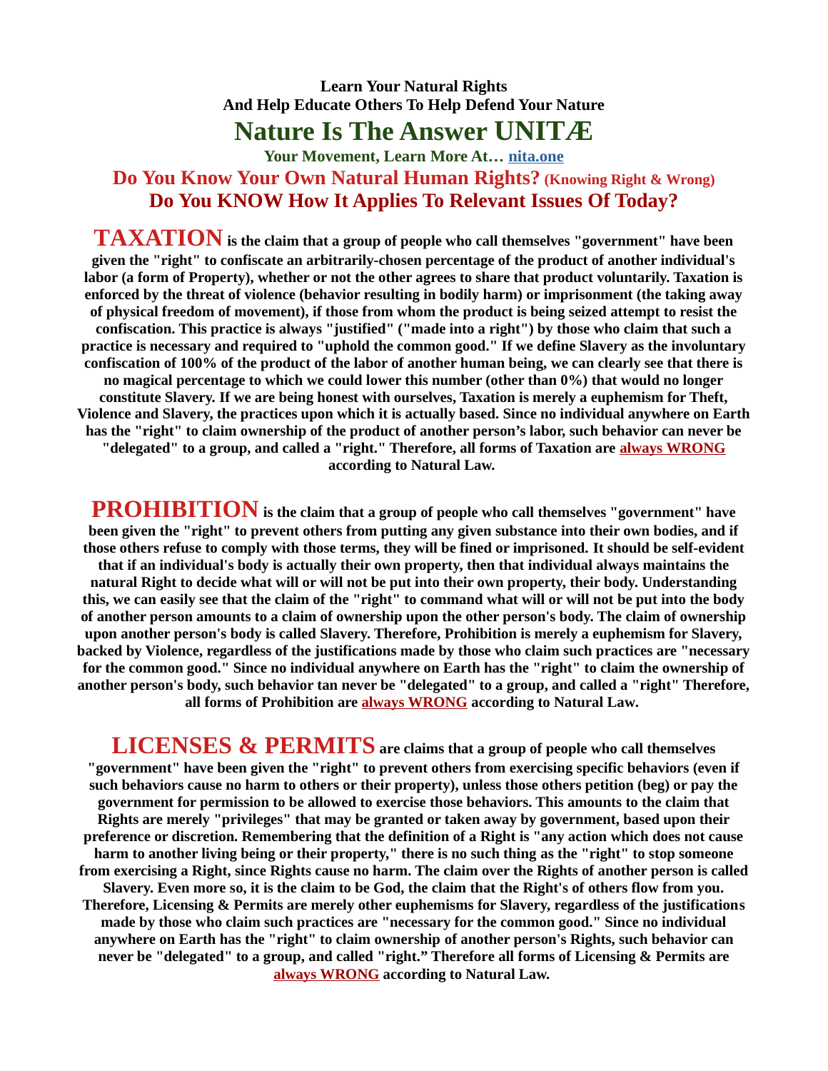**Learn Your Natural Rights**
**And Help Educate Others To Help Defend Your Nature**

# Nature Is The Answer UNITÆ

**Your Movement, Learn More At… [nita.one](nita.one)**

## Do You Know Your Own Natural Human Rights? (Knowing Right & Wrong)

## Do You KNOW How It Applies To Relevant Issues Of Today?

**TAXATION is the claim that a group of people who call themselves "government" have been given the "right" to confiscate an arbitrarily-chosen percentage of the product of another individual's labor (a form of Property), whether or not the other agrees to share that product voluntarily. Taxation is enforced by the threat of violence (behavior resulting in bodily harm) or imprisonment (the taking away of physical freedom of movement), if those from whom the product is being seized attempt to resist the confiscation. This practice is always "justified" ("made into a right") by those who claim that such a practice is necessary and required to "uphold the common good." If we define Slavery as the involuntary confiscation of 100% of the product of the labor of another human being, we can clearly see that there is no magical percentage to which we could lower this number (other than 0%) that would no longer constitute Slavery. If we are being honest with ourselves, Taxation is merely a euphemism for Theft, Violence and Slavery, the practices upon which it is actually based. Since no individual anywhere on Earth has the "right" to claim ownership of the product of another person's labor, such behavior can never be "delegated" to a group, and called a "right." Therefore, all forms of Taxation are always WRONG according to Natural Law.**

**PROHIBITION is the claim that a group of people who call themselves "government" have been given the "right" to prevent others from putting any given substance into their own bodies, and if those others refuse to comply with those terms, they will be fined or imprisoned. It should be self-evident that if an individual's body is actually their own property, then that individual always maintains the natural Right to decide what will or will not be put into their own property, their body. Understanding this, we can easily see that the claim of the "right" to command what will or will not be put into the body of another person amounts to a claim of ownership upon the other person's body. The claim of ownership upon another person's body is called Slavery. Therefore, Prohibition is merely a euphemism for Slavery, backed by Violence, regardless of the justifications made by those who claim such practices are "necessary for the common good." Since no individual anywhere on Earth has the "right" to claim the ownership of another person's body, such behavior tan never be "delegated" to a group, and called a "right" Therefore, all forms of Prohibition are always WRONG according to Natural Law.**

**LICENSES & PERMITS are claims that a group of people who call themselves "government" have been given the "right" to prevent others from exercising specific behaviors (even if such behaviors cause no harm to others or their property), unless those others petition (beg) or pay the government for permission to be allowed to exercise those behaviors. This amounts to the claim that Rights are merely "privileges" that may be granted or taken away by government, based upon their preference or discretion. Remembering that the definition of a Right is "any action which does not cause harm to another living being or their property," there is no such thing as the "right" to stop someone from exercising a Right, since Rights cause no harm. The claim over the Rights of another person is called Slavery. Even more so, it is the claim to be God, the claim that the Right's of others flow from you. Therefore, Licensing & Permits are merely other euphemisms for Slavery, regardless of the justifications made by those who claim such practices are "necessary for the common good." Since no individual anywhere on Earth has the "right" to claim ownership of another person's Rights, such behavior can never be "delegated" to a group, and called "right." Therefore all forms of Licensing & Permits are always WRONG according to Natural Law.**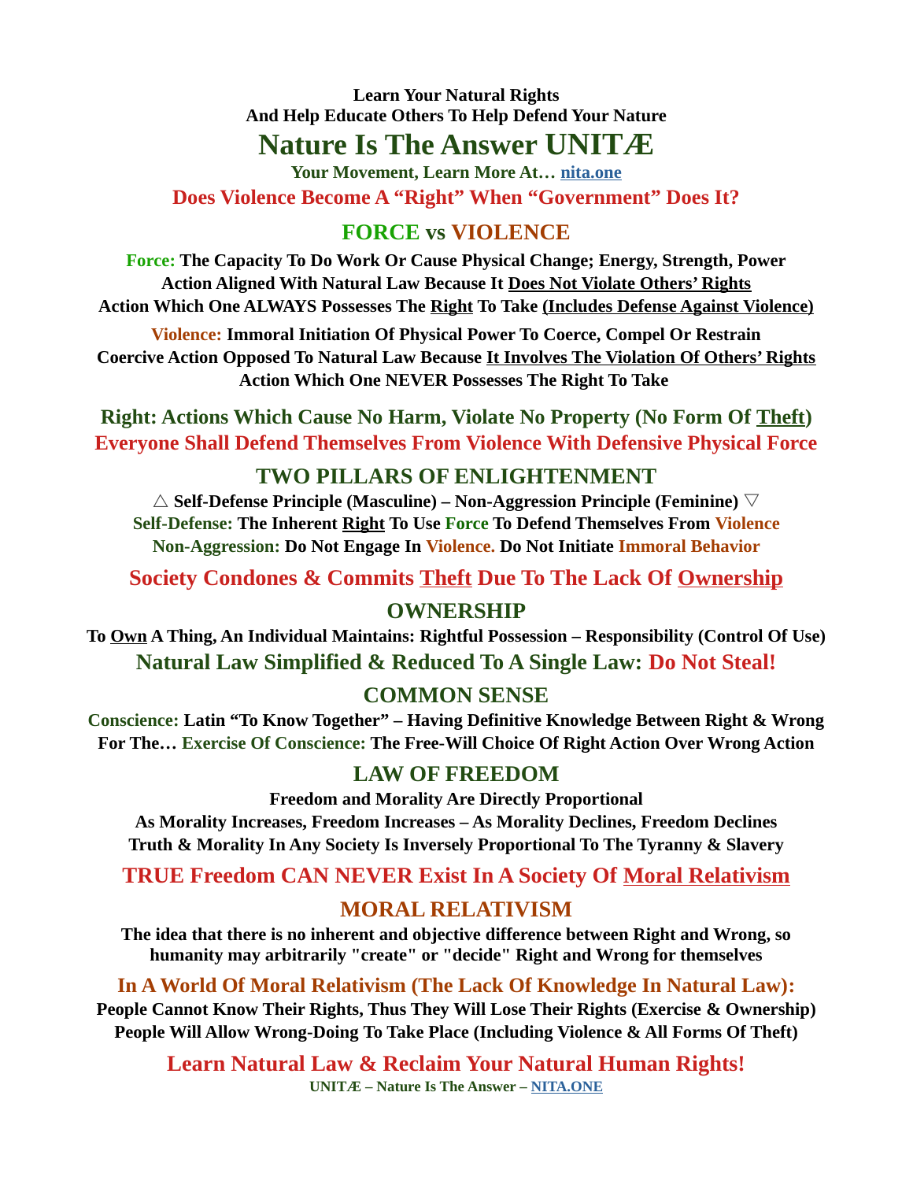**Learn Your Natural Rights**
**And Help Educate Others To Help Defend Your Nature**

# Nature Is The Answer UNITÆ

**Your Movement, Learn More At… nita.one**

## Does Violence Become A "Right" When "Government" Does It?

## FORCE vs VIOLENCE

**Force: The Capacity To Do Work Or Cause Physical Change; Energy, Strength, Power**
**Action Aligned With Natural Law Because It Does Not Violate Others' Rights**
**Action Which One ALWAYS Possesses The Right To Take (Includes Defense Against Violence)**

**Violence: Immoral Initiation Of Physical Power To Coerce, Compel Or Restrain**
**Coercive Action Opposed To Natural Law Because It Involves The Violation Of Others' Rights**
**Action Which One NEVER Possesses The Right To Take**

**Right: Actions Which Cause No Harm, Violate No Property (No Form Of Theft)**
**Everyone Shall Defend Themselves From Violence With Defensive Physical Force**

## TWO PILLARS OF ENLIGHTENMENT

**△ Self-Defense Principle (Masculine) – Non-Aggression Principle (Feminine) ▽**
**Self-Defense: The Inherent Right To Use Force To Defend Themselves From Violence**
**Non-Aggression: Do Not Engage In Violence. Do Not Initiate Immoral Behavior**

## Society Condones & Commits Theft Due To The Lack Of Ownership

## OWNERSHIP

**To Own A Thing, An Individual Maintains: Rightful Possession – Responsibility (Control Of Use)**

**Natural Law Simplified & Reduced To A Single Law: Do Not Steal!**

## COMMON SENSE

**Conscience: Latin "To Know Together" – Having Definitive Knowledge Between Right & Wrong**
**For The… Exercise Of Conscience: The Free-Will Choice Of Right Action Over Wrong Action**

## LAW OF FREEDOM

**Freedom and Morality Are Directly Proportional**
**As Morality Increases, Freedom Increases – As Morality Declines, Freedom Declines**
**Truth & Morality In Any Society Is Inversely Proportional To The Tyranny & Slavery**

## TRUE Freedom CAN NEVER Exist In A Society Of Moral Relativism

## MORAL RELATIVISM

**The idea that there is no inherent and objective difference between Right and Wrong, so humanity may arbitrarily "create" or "decide" Right and Wrong for themselves**

**In A World Of Moral Relativism (The Lack Of Knowledge In Natural Law):**
**People Cannot Know Their Rights, Thus They Will Lose Their Rights (Exercise & Ownership)**
**People Will Allow Wrong-Doing To Take Place (Including Violence & All Forms Of Theft)**

## Learn Natural Law & Reclaim Your Natural Human Rights!

**UNITÆ – Nature Is The Answer – NITA.ONE**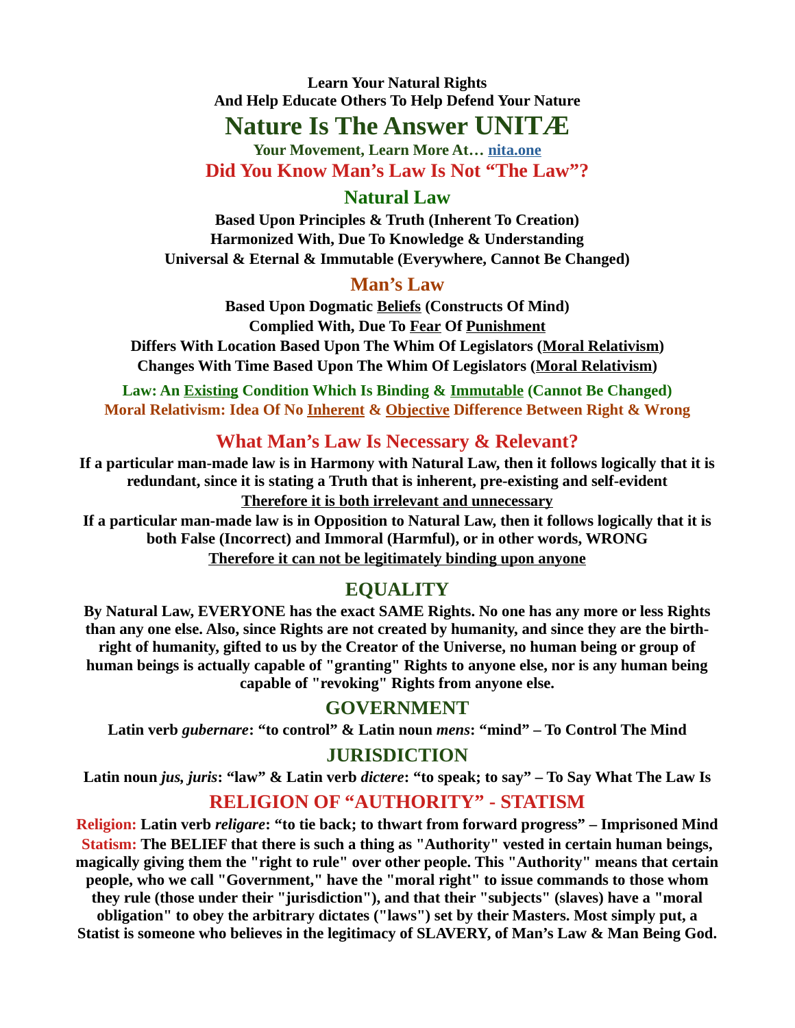**Learn Your Natural Rights**
**And Help Educate Others To Help Defend Your Nature**

# Nature Is The Answer UNITÆ

**Your Movement, Learn More At… nita.one**

## Did You Know Man's Law Is Not "The Law"?

## Natural Law

**Based Upon Principles & Truth (Inherent To Creation)**
**Harmonized With, Due To Knowledge & Understanding**
**Universal & Eternal & Immutable (Everywhere, Cannot Be Changed)**

## Man's Law

**Based Upon Dogmatic Beliefs (Constructs Of Mind)**
**Complied With, Due To Fear Of Punishment**
**Differs With Location Based Upon The Whim Of Legislators (Moral Relativism)**
**Changes With Time Based Upon The Whim Of Legislators (Moral Relativism)**

**Law: An Existing Condition Which Is Binding & Immutable (Cannot Be Changed)**
**Moral Relativism: Idea Of No Inherent & Objective Difference Between Right & Wrong**

## What Man's Law Is Necessary & Relevant?

**If a particular man-made law is in Harmony with Natural Law, then it follows logically that it is redundant, since it is stating a Truth that is inherent, pre-existing and self-evident**
**Therefore it is both irrelevant and unnecessary**
**If a particular man-made law is in Opposition to Natural Law, then it follows logically that it is both False (Incorrect) and Immoral (Harmful), or in other words, WRONG**
**Therefore it can not be legitimately binding upon anyone**

## EQUALITY

**By Natural Law, EVERYONE has the exact SAME Rights. No one has any more or less Rights than any one else. Also, since Rights are not created by humanity, and since they are the birth-right of humanity, gifted to us by the Creator of the Universe, no human being or group of human beings is actually capable of "granting" Rights to anyone else, nor is any human being capable of "revoking" Rights from anyone else.**

## GOVERNMENT

**Latin verb *gubernare*: "to control" & Latin noun *mens*: "mind" – To Control The Mind**

## JURISDICTION

**Latin noun *jus, juris*: "law" & Latin verb *dictere*: "to speak; to say" – To Say What The Law Is**

## RELIGION OF "AUTHORITY" - STATISM

**Religion: Latin verb *religare*: "to tie back; to thwart from forward progress" – Imprisoned Mind**
**Statism: The BELIEF that there is such a thing as "Authority" vested in certain human beings, magically giving them the "right to rule" over other people. This "Authority" means that certain people, who we call "Government," have the "moral right" to issue commands to those whom they rule (those under their "jurisdiction"), and that their "subjects" (slaves) have a "moral obligation" to obey the arbitrary dictates ("laws") set by their Masters. Most simply put, a Statist is someone who believes in the legitimacy of SLAVERY, of Man's Law & Man Being God.**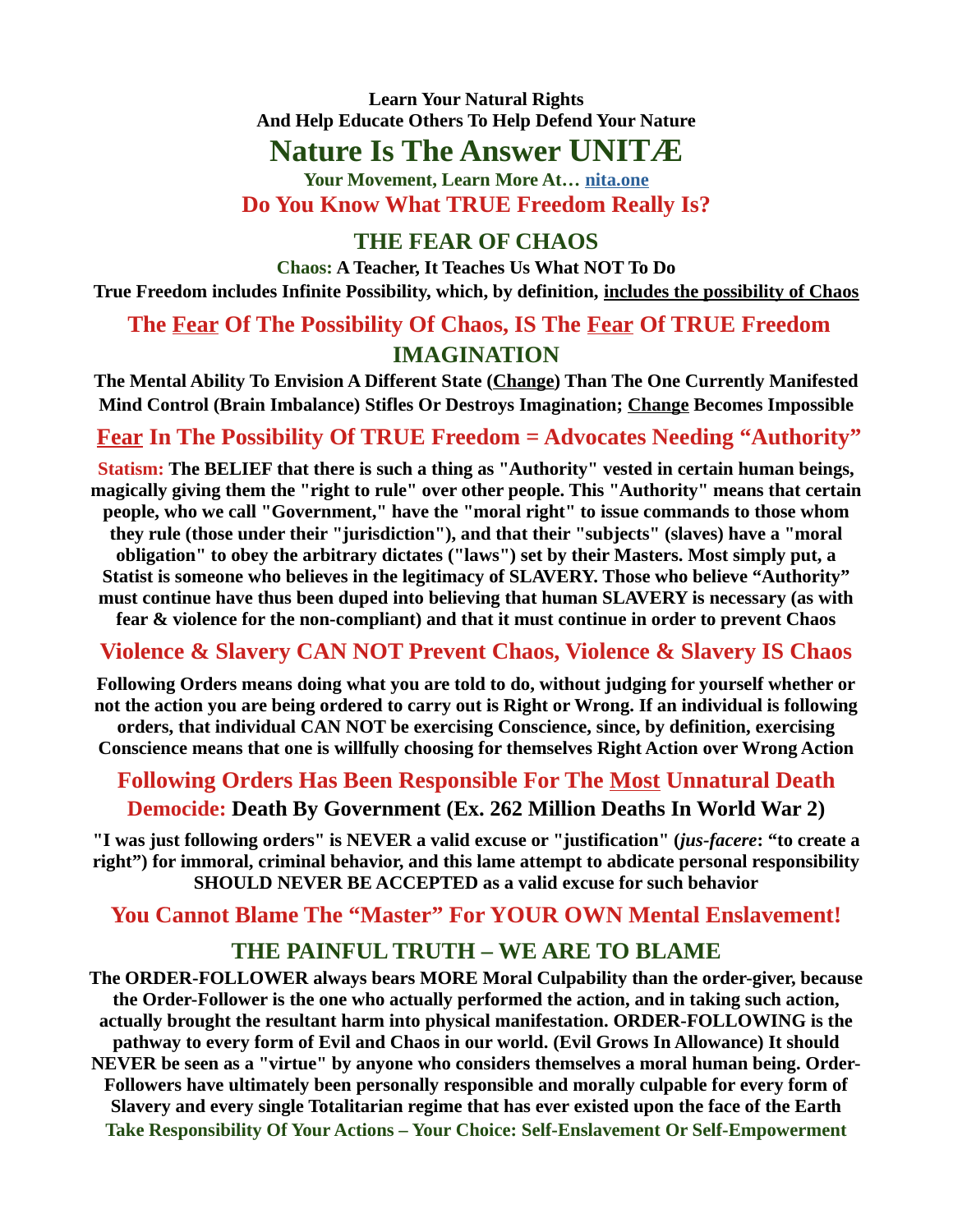**Learn Your Natural Rights**
**And Help Educate Others To Help Defend Your Nature**

# Nature Is The Answer UNITÆ

**Your Movement, Learn More At… [nita.one](nita.one)**

## Do You Know What TRUE Freedom Really Is?

## THE FEAR OF CHAOS

**Chaos: A Teacher, It Teaches Us What NOT To Do**

**True Freedom includes Infinite Possibility, which, by definition, includes the possibility of Chaos**

## The Fear Of The Possibility Of Chaos, IS The Fear Of TRUE Freedom

## IMAGINATION

**The Mental Ability To Envision A Different State (Change) Than The One Currently Manifested**
**Mind Control (Brain Imbalance) Stifles Or Destroys Imagination; Change Becomes Impossible**

## Fear In The Possibility Of TRUE Freedom = Advocates Needing "Authority"

**Statism: The BELIEF that there is such a thing as "Authority" vested in certain human beings, magically giving them the "right to rule" over other people. This "Authority" means that certain people, who we call "Government," have the "moral right" to issue commands to those whom they rule (those under their "jurisdiction"), and that their "subjects" (slaves) have a "moral obligation" to obey the arbitrary dictates ("laws") set by their Masters. Most simply put, a Statist is someone who believes in the legitimacy of SLAVERY. Those who believe "Authority" must continue have thus been duped into believing that human SLAVERY is necessary (as with fear & violence for the non-compliant) and that it must continue in order to prevent Chaos**

## Violence & Slavery CAN NOT Prevent Chaos, Violence & Slavery IS Chaos

**Following Orders means doing what you are told to do, without judging for yourself whether or not the action you are being ordered to carry out is Right or Wrong. If an individual is following orders, that individual CAN NOT be exercising Conscience, since, by definition, exercising Conscience means that one is willfully choosing for themselves Right Action over Wrong Action**

## Following Orders Has Been Responsible For The Most Unnatural Death

**Democide: Death By Government (Ex. 262 Million Deaths In World War 2)**

**"I was just following orders" is NEVER a valid excuse or "justification" (*jus-facere*: "to create a right") for immoral, criminal behavior, and this lame attempt to abdicate personal responsibility SHOULD NEVER BE ACCEPTED as a valid excuse for such behavior**

## You Cannot Blame The "Master" For YOUR OWN Mental Enslavement!

## THE PAINFUL TRUTH – WE ARE TO BLAME

**The ORDER-FOLLOWER always bears MORE Moral Culpability than the order-giver, because the Order-Follower is the one who actually performed the action, and in taking such action, actually brought the resultant harm into physical manifestation. ORDER-FOLLOWING is the pathway to every form of Evil and Chaos in our world. (Evil Grows In Allowance) It should NEVER be seen as a "virtue" by anyone who considers themselves a moral human being. Order-Followers have ultimately been personally responsible and morally culpable for every form of Slavery and every single Totalitarian regime that has ever existed upon the face of the Earth**

**Take Responsibility Of Your Actions – Your Choice: Self-Enslavement Or Self-Empowerment**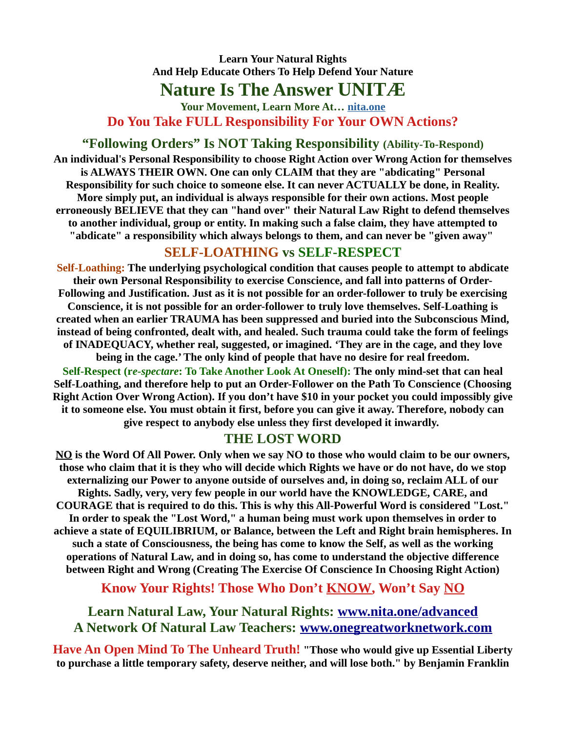**Learn Your Natural Rights**
**And Help Educate Others To Help Defend Your Nature**

# Nature Is The Answer UNITÆ

**Your Movement, Learn More At… [nita.one](nita.one)**

## Do You Take FULL Responsibility For Your OWN Actions?

## "Following Orders" Is NOT Taking Responsibility (Ability-To-Respond)

**An individual's Personal Responsibility to choose Right Action over Wrong Action for themselves is ALWAYS THEIR OWN. One can only CLAIM that they are "abdicating" Personal Responsibility for such choice to someone else. It can never ACTUALLY be done, in Reality. More simply put, an individual is always responsible for their own actions. Most people erroneously BELIEVE that they can "hand over" their Natural Law Right to defend themselves to another individual, group or entity. In making such a false claim, they have attempted to "abdicate" a responsibility which always belongs to them, and can never be "given away"**

## SELF-LOATHING vs SELF-RESPECT

**Self-Loathing: The underlying psychological condition that causes people to attempt to abdicate their own Personal Responsibility to exercise Conscience, and fall into patterns of Order-Following and Justification. Just as it is not possible for an order-follower to truly be exercising Conscience, it is not possible for an order-follower to truly love themselves. Self-Loathing is created when an earlier TRAUMA has been suppressed and buried into the Subconscious Mind, instead of being confronted, dealt with, and healed. Such trauma could take the form of feelings of INADEQUACY, whether real, suggested, or imagined. 'They are in the cage, and they love being in the cage.' The only kind of people that have no desire for real freedom.**

**Self-Respect (r*e-spectare*: To Take Another Look At Oneself): The only mind-set that can heal Self-Loathing, and therefore help to put an Order-Follower on the Path To Conscience (Choosing Right Action Over Wrong Action). If you don't have $10 in your pocket you could impossibly give it to someone else. You must obtain it first, before you can give it away. Therefore, nobody can give respect to anybody else unless they first developed it inwardly.**

## THE LOST WORD

**NO is the Word Of All Power. Only when we say NO to those who would claim to be our owners, those who claim that it is they who will decide which Rights we have or do not have, do we stop externalizing our Power to anyone outside of ourselves and, in doing so, reclaim ALL of our Rights. Sadly, very, very few people in our world have the KNOWLEDGE, CARE, and COURAGE that is required to do this. This is why this All-Powerful Word is considered "Lost." In order to speak the "Lost Word," a human being must work upon themselves in order to achieve a state of EQUILIBRIUM, or Balance, between the Left and Right brain hemispheres. In such a state of Consciousness, the being has come to know the Self, as well as the working operations of Natural Law, and in doing so, has come to understand the objective difference between Right and Wrong (Creating The Exercise Of Conscience In Choosing Right Action)**

## Know Your Rights! Those Who Don't KNOW, Won't Say NO

## Learn Natural Law, Your Natural Rights: [www.nita.one/advanced](www.nita.one/advanced)
## A Network Of Natural Law Teachers: [www.onegreatworknetwork.com](www.onegreatworknetwork.com)

**Have An Open Mind To The Unheard Truth! "Those who would give up Essential Liberty to purchase a little temporary safety, deserve neither, and will lose both." by Benjamin Franklin**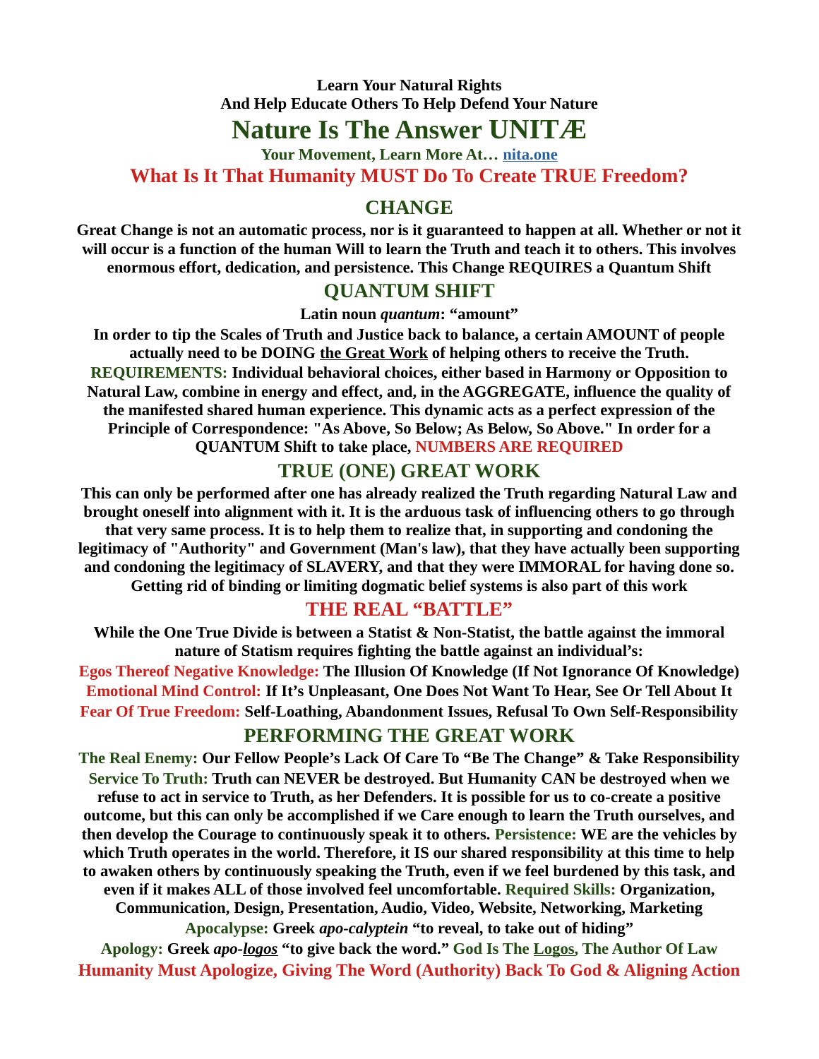**Learn Your Natural Rights**
**And Help Educate Others To Help Defend Your Nature**

# Nature Is The Answer UNITÆ

**Your Movement, Learn More At… nita.one**

## What Is It That Humanity MUST Do To Create TRUE Freedom?

## CHANGE

**Great Change is not an automatic process, nor is it guaranteed to happen at all. Whether or not it will occur is a function of the human Will to learn the Truth and teach it to others. This involves enormous effort, dedication, and persistence. This Change REQUIRES a Quantum Shift**

## QUANTUM SHIFT

**Latin noun *quantum*: "amount"**

**In order to tip the Scales of Truth and Justice back to balance, a certain AMOUNT of people actually need to be DOING the Great Work of helping others to receive the Truth.**

**REQUIREMENTS: Individual behavioral choices, either based in Harmony or Opposition to Natural Law, combine in energy and effect, and, in the AGGREGATE, influence the quality of the manifested shared human experience. This dynamic acts as a perfect expression of the Principle of Correspondence: "As Above, So Below; As Below, So Above." In order for a QUANTUM Shift to take place, NUMBERS ARE REQUIRED**

## TRUE (ONE) GREAT WORK

**This can only be performed after one has already realized the Truth regarding Natural Law and brought oneself into alignment with it. It is the arduous task of influencing others to go through that very same process. It is to help them to realize that, in supporting and condoning the legitimacy of "Authority" and Government (Man's law), that they have actually been supporting and condoning the legitimacy of SLAVERY, and that they were IMMORAL for having done so. Getting rid of binding or limiting dogmatic belief systems is also part of this work**

## THE REAL "BATTLE"

**While the One True Divide is between a Statist & Non-Statist, the battle against the immoral nature of Statism requires fighting the battle against an individual's:**

**Egos Thereof Negative Knowledge: The Illusion Of Knowledge (If Not Ignorance Of Knowledge)**
**Emotional Mind Control: If It's Unpleasant, One Does Not Want To Hear, See Or Tell About It**
**Fear Of True Freedom: Self-Loathing, Abandonment Issues, Refusal To Own Self-Responsibility**

## PERFORMING THE GREAT WORK

**The Real Enemy: Our Fellow People's Lack Of Care To "Be The Change" & Take Responsibility**
**Service To Truth: Truth can NEVER be destroyed. But Humanity CAN be destroyed when we refuse to act in service to Truth, as her Defenders. It is possible for us to co-create a positive outcome, but this can only be accomplished if we Care enough to learn the Truth ourselves, and then develop the Courage to continuously speak it to others. Persistence: WE are the vehicles by which Truth operates in the world. Therefore, it IS our shared responsibility at this time to help to awaken others by continuously speaking the Truth, even if we feel burdened by this task, and even if it makes ALL of those involved feel uncomfortable. Required Skills: Organization, Communication, Design, Presentation, Audio, Video, Website, Networking, Marketing**

**Apocalypse: Greek *apo-calyptein* "to reveal, to take out of hiding"**

**Apology: Greek *apo-logos* "to give back the word." God Is The Logos, The Author Of Law**

**Humanity Must Apologize, Giving The Word (Authority) Back To God & Aligning Action**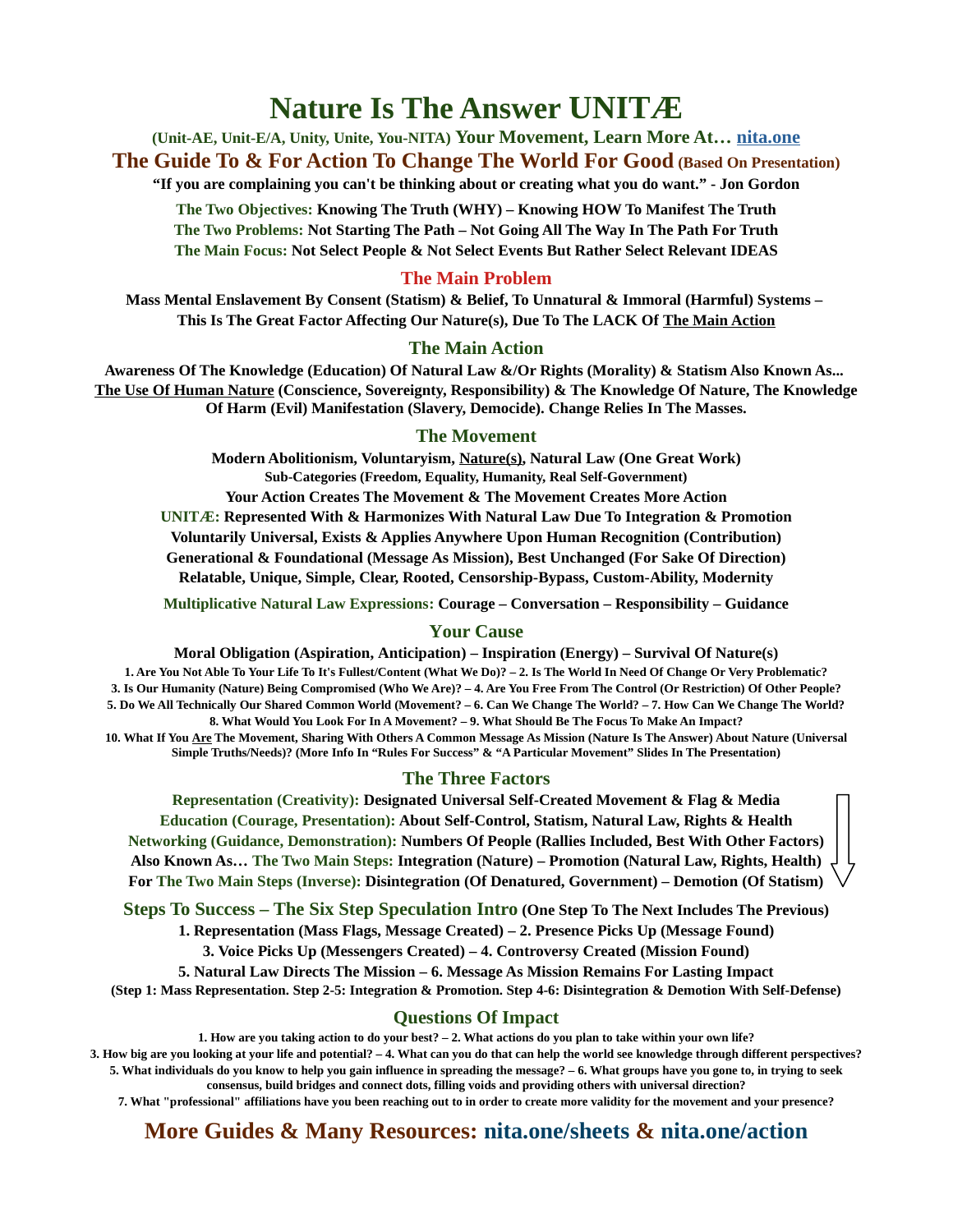# Nature Is The Answer UNITÆ

**(Unit-AE, Unit-E/A, Unity, Unite, You-NITA) Your Movement, Learn More At… [nita.one](nita.one)**

## The Guide To & For Action To Change The World For Good (Based On Presentation)

**"If you are complaining you can't be thinking about or creating what you do want." - Jon Gordon**

**The Two Objectives:** **Knowing The Truth (WHY) – Knowing HOW To Manifest The Truth**
**The Two Problems:** **Not Starting The Path – Not Going All The Way In The Path For Truth**
**The Main Focus:** **Not Select People & Not Select Events But Rather Select Relevant IDEAS**

### The Main Problem

**Mass Mental Enslavement By Consent (Statism) & Belief, To Unnatural & Immoral (Harmful) Systems – This Is The Great Factor Affecting Our Nature(s), Due To The LACK Of The Main Action**

### The Main Action

**Awareness Of The Knowledge (Education) Of Natural Law &/Or Rights (Morality) & Statism Also Known As... The Use Of Human Nature (Conscience, Sovereignty, Responsibility) & The Knowledge Of Nature, The Knowledge Of Harm (Evil) Manifestation (Slavery, Democide). Change Relies In The Masses.**

### The Movement

**Modern Abolitionism, Voluntaryism, Nature(s), Natural Law (One Great Work)**
**Sub-Categories (Freedom, Equality, Humanity, Real Self-Government)**
**Your Action Creates The Movement & The Movement Creates More Action**
**UNITÆ:** **Represented With & Harmonizes With Natural Law Due To Integration & Promotion**
**Voluntarily Universal, Exists & Applies Anywhere Upon Human Recognition (Contribution)**
**Generational & Foundational (Message As Mission), Best Unchanged (For Sake Of Direction)**
**Relatable, Unique, Simple, Clear, Rooted, Censorship-Bypass, Custom-Ability, Modernity**

**Multiplicative Natural Law Expressions:** **Courage – Conversation – Responsibility – Guidance**

### Your Cause

**Moral Obligation (Aspiration, Anticipation) – Inspiration (Energy) – Survival Of Nature(s)**

**1. Are You Not Able To Your Life To It's Fullest/Content (What We Do)? – 2. Is The World In Need Of Change Or Very Problematic?**
**3. Is Our Humanity (Nature) Being Compromised (Who We Are)? – 4. Are You Free From The Control (Or Restriction) Of Other People?**
**5. Do We All Technically Our Shared Common World (Movement? – 6. Can We Change The World? – 7. How Can We Change The World?**
**8. What Would You Look For In A Movement? – 9. What Should Be The Focus To Make An Impact?**
**10. What If You Are The Movement, Sharing With Others A Common Message As Mission (Nature Is The Answer) About Nature (Universal Simple Truths/Needs)? (More Info In "Rules For Success" & "A Particular Movement" Slides In The Presentation)**

### The Three Factors

**Representation (Creativity):** **Designated Universal Self-Created Movement & Flag & Media**
**Education (Courage, Presentation):** **About Self-Control, Statism, Natural Law, Rights & Health**
**Networking (Guidance, Demonstration):** **Numbers Of People (Rallies Included, Best With Other Factors)**
**Also Known As… The Two Main Steps:** **Integration (Nature) – Promotion (Natural Law, Rights, Health)**
**For The Two Main Steps (Inverse):** **Disintegration (Of Denatured, Government) – Demotion (Of Statism)**

### Steps To Success – The Six Step Speculation Intro (One Step To The Next Includes The Previous)

**1. Representation (Mass Flags, Message Created) – 2. Presence Picks Up (Message Found)**
**3. Voice Picks Up (Messengers Created) – 4. Controversy Created (Mission Found)**
**5. Natural Law Directs The Mission – 6. Message As Mission Remains For Lasting Impact**
**(Step 1: Mass Representation. Step 2-5: Integration & Promotion. Step 4-6: Disintegration & Demotion With Self-Defense)**

### Questions Of Impact

**1. How are you taking action to do your best? – 2. What actions do you plan to take within your own life?**
**3. How big are you looking at your life and potential? – 4. What can you do that can help the world see knowledge through different perspectives?**
**5. What individuals do you know to help you gain influence in spreading the message? – 6. What groups have you gone to, in trying to seek consensus, build bridges and connect dots, filling voids and providing others with universal direction?**
**7. What "professional" affiliations have you been reaching out to in order to create more validity for the movement and your presence?**

## More Guides & Many Resources: nita.one/sheets & nita.one/action